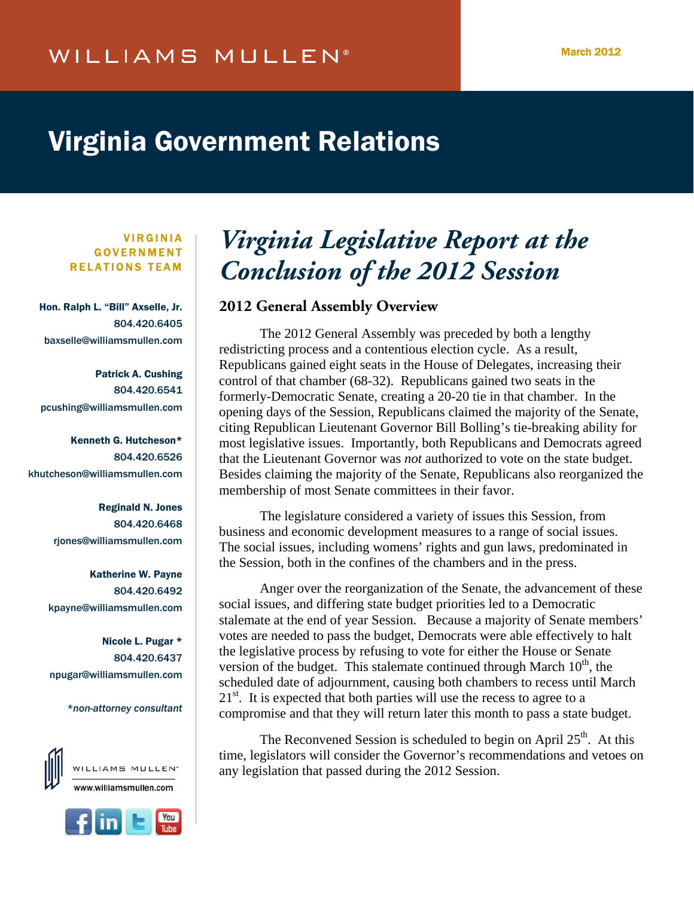WILLIAMS MULLEN®

March 2012

# Virginia Government Relations

**VIRGINIA GOVERNMENT RELATIONS TEAM**

**Hon. Ralph L. "Bill" Axselle, Jr.**
804.420.6405
baxselle@williamsmullen.com

**Patrick A. Cushing**
804.420.6541
pcushing@williamsmullen.com

**Kenneth G. Hutcheson***
804.420.6526
khutcheson@williamsmullen.com

**Reginald N. Jones**
804.420.6468
rjones@williamsmullen.com

**Katherine W. Payne**
804.420.6492
kpayne@williamsmullen.com

**Nicole L. Pugar ***
804.420.6437
npugar@williamsmullen.com

**non-attorney consultant*

WILLIAMS MULLEN®
www.williamsmullen.com

## *Virginia Legislative Report at the Conclusion of the 2012 Session*

### 2012 General Assembly Overview

The 2012 General Assembly was preceded by both a lengthy redistricting process and a contentious election cycle. As a result, Republicans gained eight seats in the House of Delegates, increasing their control of that chamber (68-32). Republicans gained two seats in the formerly-Democratic Senate, creating a 20-20 tie in that chamber. In the opening days of the Session, Republicans claimed the majority of the Senate, citing Republican Lieutenant Governor Bill Bolling's tie-breaking ability for most legislative issues. Importantly, both Republicans and Democrats agreed that the Lieutenant Governor was *not* authorized to vote on the state budget. Besides claiming the majority of the Senate, Republicans also reorganized the membership of most Senate committees in their favor.

The legislature considered a variety of issues this Session, from business and economic development measures to a range of social issues. The social issues, including womens' rights and gun laws, predominated in the Session, both in the confines of the chambers and in the press.

Anger over the reorganization of the Senate, the advancement of these social issues, and differing state budget priorities led to a Democratic stalemate at the end of year Session. Because a majority of Senate members' votes are needed to pass the budget, Democrats were able effectively to halt the legislative process by refusing to vote for either the House or Senate version of the budget. This stalemate continued through March 10th, the scheduled date of adjournment, causing both chambers to recess until March 21st. It is expected that both parties will use the recess to agree to a compromise and that they will return later this month to pass a state budget.

The Reconvened Session is scheduled to begin on April 25th. At this time, legislators will consider the Governor's recommendations and vetoes on any legislation that passed during the 2012 Session.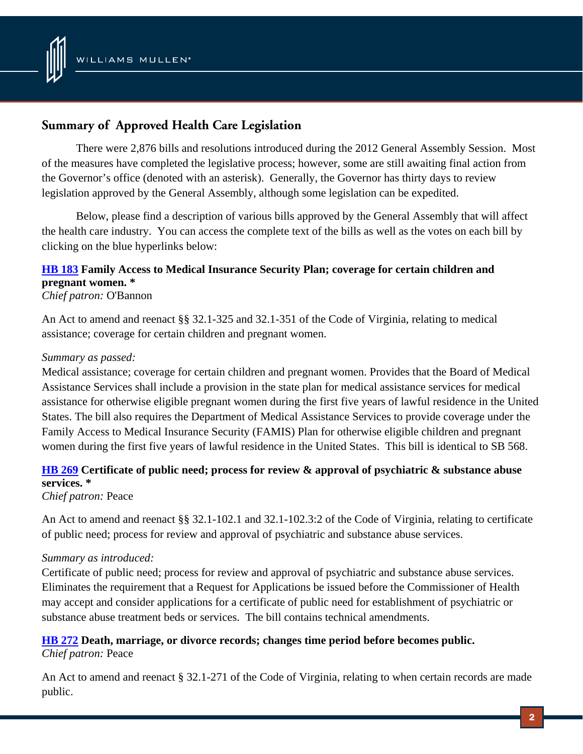## Summary of Approved Health Care Legislation

There were 2,876 bills and resolutions introduced during the 2012 General Assembly Session. Most of the measures have completed the legislative process; however, some are still awaiting final action from the Governor's office (denoted with an asterisk). Generally, the Governor has thirty days to review legislation approved by the General Assembly, although some legislation can be expedited.

Below, please find a description of various bills approved by the General Assembly that will affect the health care industry. You can access the complete text of the bills as well as the votes on each bill by clicking on the blue hyperlinks below:

**HB 183 Family Access to Medical Insurance Security Plan; coverage for certain children and pregnant women. ***
*Chief patron:* O'Bannon

An Act to amend and reenact §§ 32.1-325 and 32.1-351 of the Code of Virginia, relating to medical assistance; coverage for certain children and pregnant women.

*Summary as passed:*
Medical assistance; coverage for certain children and pregnant women. Provides that the Board of Medical Assistance Services shall include a provision in the state plan for medical assistance services for medical assistance for otherwise eligible pregnant women during the first five years of lawful residence in the United States. The bill also requires the Department of Medical Assistance Services to provide coverage under the Family Access to Medical Insurance Security (FAMIS) Plan for otherwise eligible children and pregnant women during the first five years of lawful residence in the United States. This bill is identical to SB 568.

**HB 269 Certificate of public need; process for review & approval of psychiatric & substance abuse services. ***
*Chief patron:* Peace

An Act to amend and reenact §§ 32.1-102.1 and 32.1-102.3:2 of the Code of Virginia, relating to certificate of public need; process for review and approval of psychiatric and substance abuse services.

*Summary as introduced:*
Certificate of public need; process for review and approval of psychiatric and substance abuse services. Eliminates the requirement that a Request for Applications be issued before the Commissioner of Health may accept and consider applications for a certificate of public need for establishment of psychiatric or substance abuse treatment beds or services. The bill contains technical amendments.

**HB 272 Death, marriage, or divorce records; changes time period before becomes public.**
*Chief patron:* Peace

An Act to amend and reenact § 32.1-271 of the Code of Virginia, relating to when certain records are made public.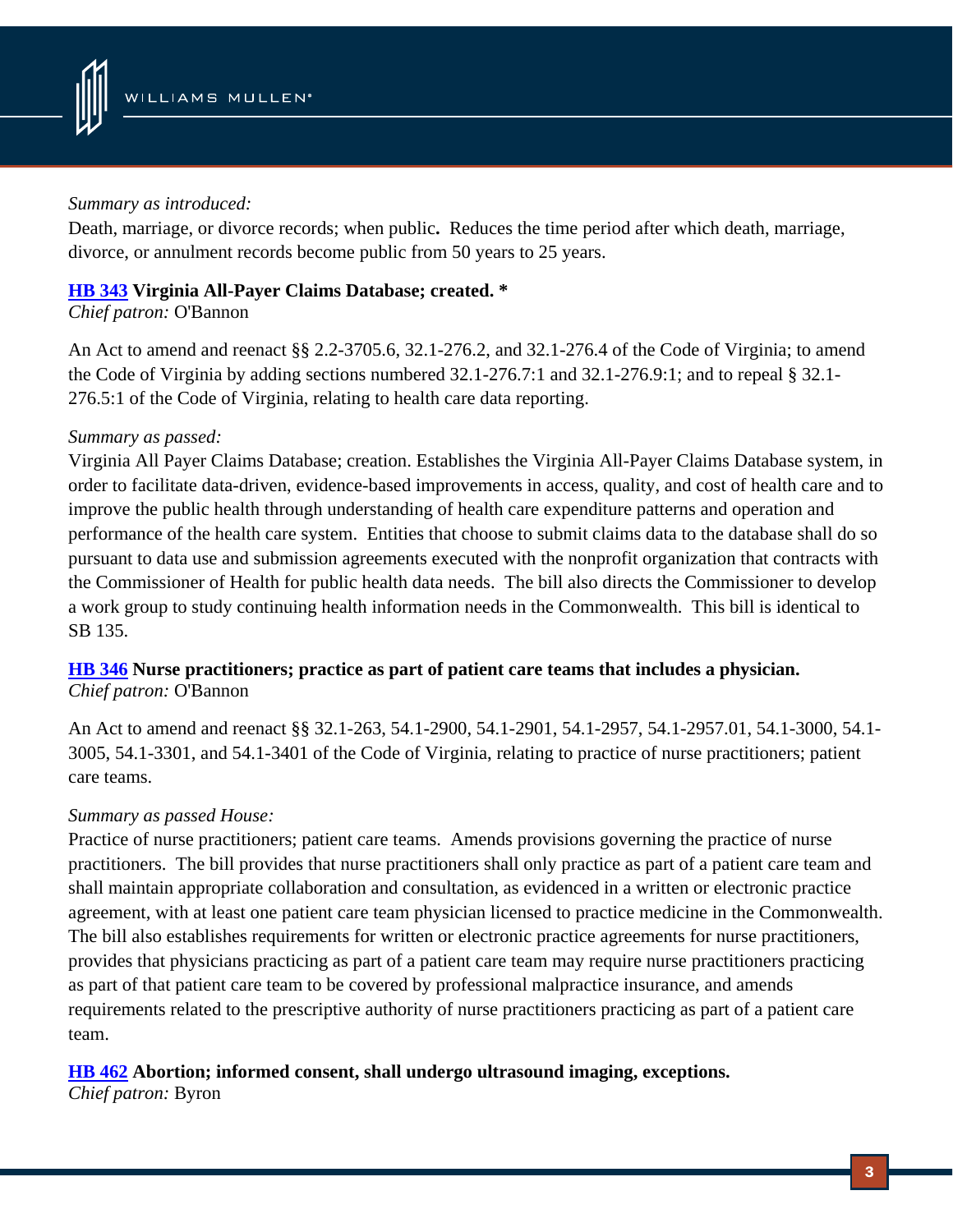*Summary as introduced:*

Death, marriage, or divorce records; when public**.** Reduces the time period after which death, marriage, divorce, or annulment records become public from 50 years to 25 years.

**HB 343 Virginia All-Payer Claims Database; created. ***

*Chief patron:* O'Bannon

An Act to amend and reenact §§ 2.2-3705.6, 32.1-276.2, and 32.1-276.4 of the Code of Virginia; to amend the Code of Virginia by adding sections numbered 32.1-276.7:1 and 32.1-276.9:1; and to repeal § 32.1-276.5:1 of the Code of Virginia, relating to health care data reporting.

*Summary as passed:*

Virginia All Payer Claims Database; creation. Establishes the Virginia All-Payer Claims Database system, in order to facilitate data-driven, evidence-based improvements in access, quality, and cost of health care and to improve the public health through understanding of health care expenditure patterns and operation and performance of the health care system. Entities that choose to submit claims data to the database shall do so pursuant to data use and submission agreements executed with the nonprofit organization that contracts with the Commissioner of Health for public health data needs. The bill also directs the Commissioner to develop a work group to study continuing health information needs in the Commonwealth. This bill is identical to SB 135.

**HB 346 Nurse practitioners; practice as part of patient care teams that includes a physician.**

*Chief patron:* O'Bannon

An Act to amend and reenact §§ 32.1-263, 54.1-2900, 54.1-2901, 54.1-2957, 54.1-2957.01, 54.1-3000, 54.1-3005, 54.1-3301, and 54.1-3401 of the Code of Virginia, relating to practice of nurse practitioners; patient care teams.

*Summary as passed House:*

Practice of nurse practitioners; patient care teams. Amends provisions governing the practice of nurse practitioners. The bill provides that nurse practitioners shall only practice as part of a patient care team and shall maintain appropriate collaboration and consultation, as evidenced in a written or electronic practice agreement, with at least one patient care team physician licensed to practice medicine in the Commonwealth. The bill also establishes requirements for written or electronic practice agreements for nurse practitioners, provides that physicians practicing as part of a patient care team may require nurse practitioners practicing as part of that patient care team to be covered by professional malpractice insurance, and amends requirements related to the prescriptive authority of nurse practitioners practicing as part of a patient care team.

**HB 462 Abortion; informed consent, shall undergo ultrasound imaging, exceptions.**

*Chief patron:* Byron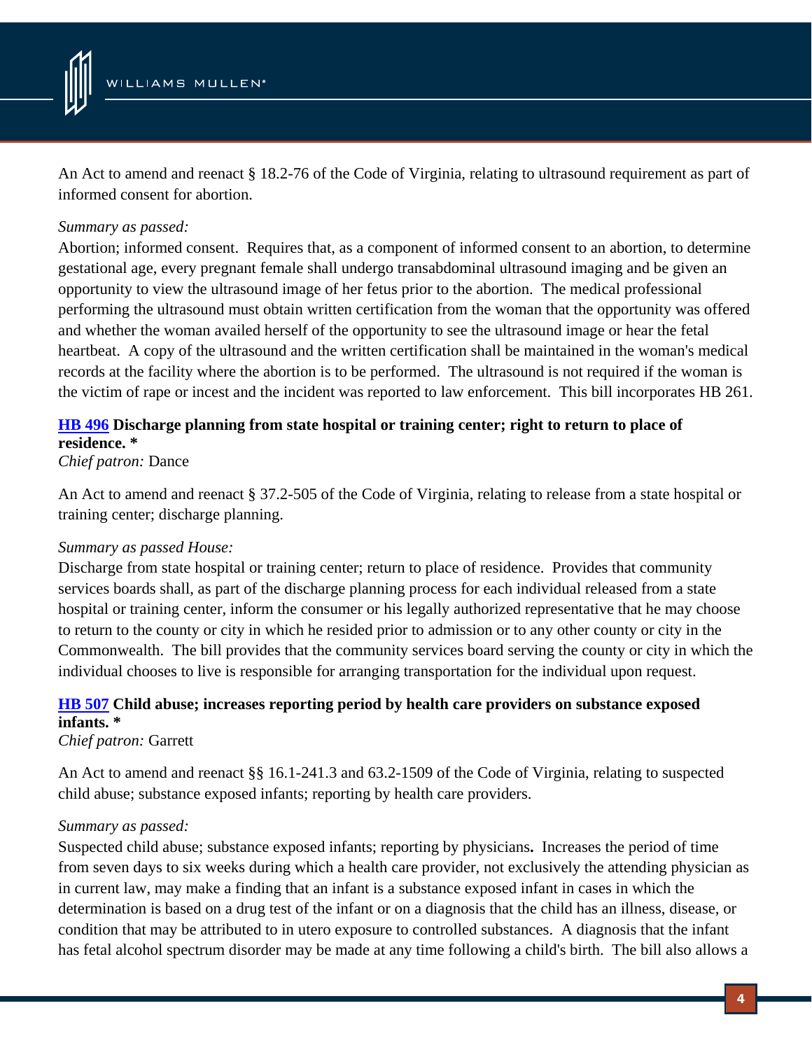An Act to amend and reenact § 18.2-76 of the Code of Virginia, relating to ultrasound requirement as part of informed consent for abortion.

*Summary as passed:*

Abortion; informed consent. Requires that, as a component of informed consent to an abortion, to determine gestational age, every pregnant female shall undergo transabdominal ultrasound imaging and be given an opportunity to view the ultrasound image of her fetus prior to the abortion. The medical professional performing the ultrasound must obtain written certification from the woman that the opportunity was offered and whether the woman availed herself of the opportunity to see the ultrasound image or hear the fetal heartbeat. A copy of the ultrasound and the written certification shall be maintained in the woman's medical records at the facility where the abortion is to be performed. The ultrasound is not required if the woman is the victim of rape or incest and the incident was reported to law enforcement. This bill incorporates HB 261.

**HB 496 Discharge planning from state hospital or training center; right to return to place of residence. ***

*Chief patron:* Dance

An Act to amend and reenact § 37.2-505 of the Code of Virginia, relating to release from a state hospital or training center; discharge planning.

*Summary as passed House:*

Discharge from state hospital or training center; return to place of residence. Provides that community services boards shall, as part of the discharge planning process for each individual released from a state hospital or training center, inform the consumer or his legally authorized representative that he may choose to return to the county or city in which he resided prior to admission or to any other county or city in the Commonwealth. The bill provides that the community services board serving the county or city in which the individual chooses to live is responsible for arranging transportation for the individual upon request.

**HB 507 Child abuse; increases reporting period by health care providers on substance exposed infants. ***

*Chief patron:* Garrett

An Act to amend and reenact §§ 16.1-241.3 and 63.2-1509 of the Code of Virginia, relating to suspected child abuse; substance exposed infants; reporting by health care providers.

*Summary as passed:*

Suspected child abuse; substance exposed infants; reporting by physicians**.** Increases the period of time from seven days to six weeks during which a health care provider, not exclusively the attending physician as in current law, may make a finding that an infant is a substance exposed infant in cases in which the determination is based on a drug test of the infant or on a diagnosis that the child has an illness, disease, or condition that may be attributed to in utero exposure to controlled substances. A diagnosis that the infant has fetal alcohol spectrum disorder may be made at any time following a child's birth. The bill also allows a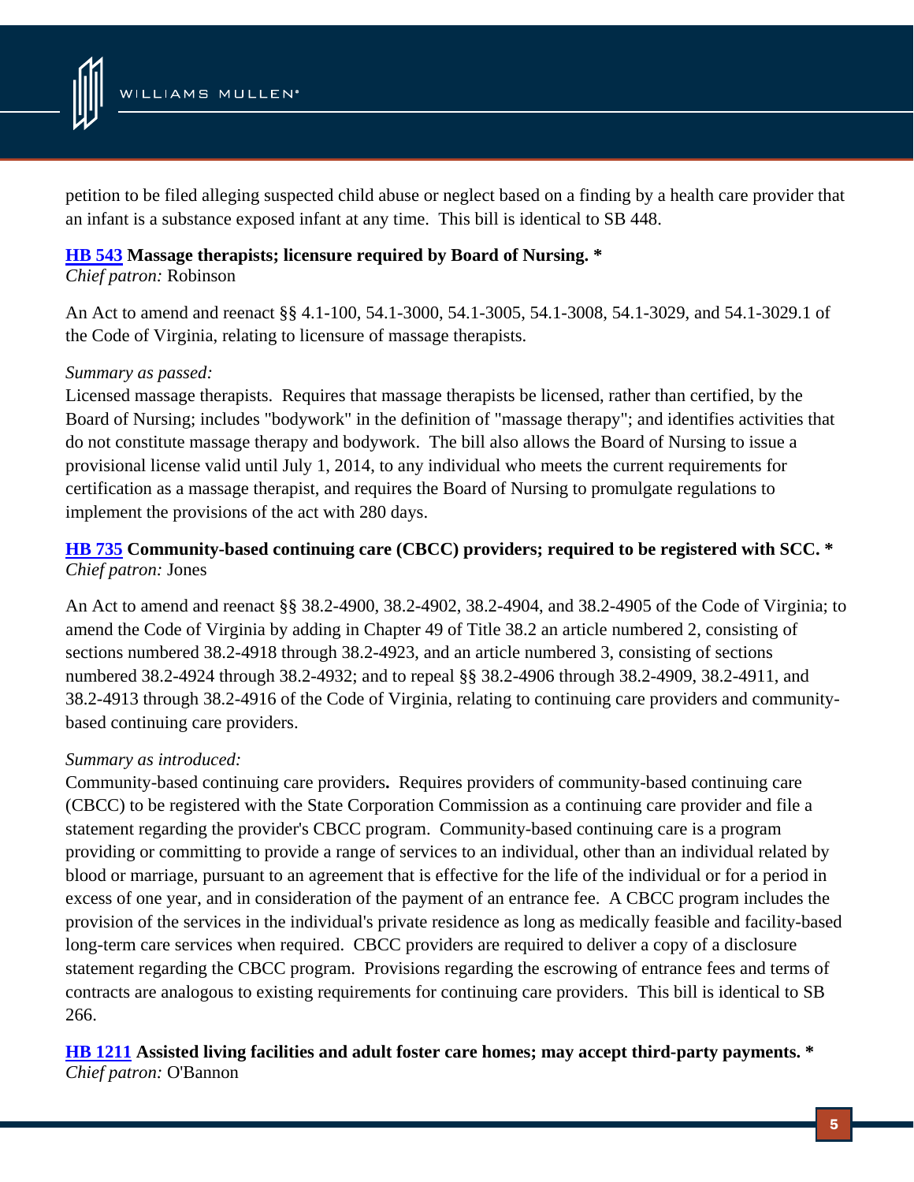petition to be filed alleging suspected child abuse or neglect based on a finding by a health care provider that an infant is a substance exposed infant at any time. This bill is identical to SB 448.

**[HB 543](#) Massage therapists; licensure required by Board of Nursing. ***
*Chief patron:* Robinson

An Act to amend and reenact §§ 4.1-100, 54.1-3000, 54.1-3005, 54.1-3008, 54.1-3029, and 54.1-3029.1 of the Code of Virginia, relating to licensure of massage therapists.

*Summary as passed:*
Licensed massage therapists. Requires that massage therapists be licensed, rather than certified, by the Board of Nursing; includes "bodywork" in the definition of "massage therapy"; and identifies activities that do not constitute massage therapy and bodywork. The bill also allows the Board of Nursing to issue a provisional license valid until July 1, 2014, to any individual who meets the current requirements for certification as a massage therapist, and requires the Board of Nursing to promulgate regulations to implement the provisions of the act with 280 days.

**[HB 735](#) Community-based continuing care (CBCC) providers; required to be registered with SCC. ***
*Chief patron:* Jones

An Act to amend and reenact §§ 38.2-4900, 38.2-4902, 38.2-4904, and 38.2-4905 of the Code of Virginia; to amend the Code of Virginia by adding in Chapter 49 of Title 38.2 an article numbered 2, consisting of sections numbered 38.2-4918 through 38.2-4923, and an article numbered 3, consisting of sections numbered 38.2-4924 through 38.2-4932; and to repeal §§ 38.2-4906 through 38.2-4909, 38.2-4911, and 38.2-4913 through 38.2-4916 of the Code of Virginia, relating to continuing care providers and community-based continuing care providers.

*Summary as introduced:*
Community-based continuing care providers**.** Requires providers of community-based continuing care (CBCC) to be registered with the State Corporation Commission as a continuing care provider and file a statement regarding the provider's CBCC program. Community-based continuing care is a program providing or committing to provide a range of services to an individual, other than an individual related by blood or marriage, pursuant to an agreement that is effective for the life of the individual or for a period in excess of one year, and in consideration of the payment of an entrance fee. A CBCC program includes the provision of the services in the individual's private residence as long as medically feasible and facility-based long-term care services when required. CBCC providers are required to deliver a copy of a disclosure statement regarding the CBCC program. Provisions regarding the escrowing of entrance fees and terms of contracts are analogous to existing requirements for continuing care providers. This bill is identical to SB 266.

**[HB 1211](#) Assisted living facilities and adult foster care homes; may accept third-party payments. ***
*Chief patron:* O'Bannon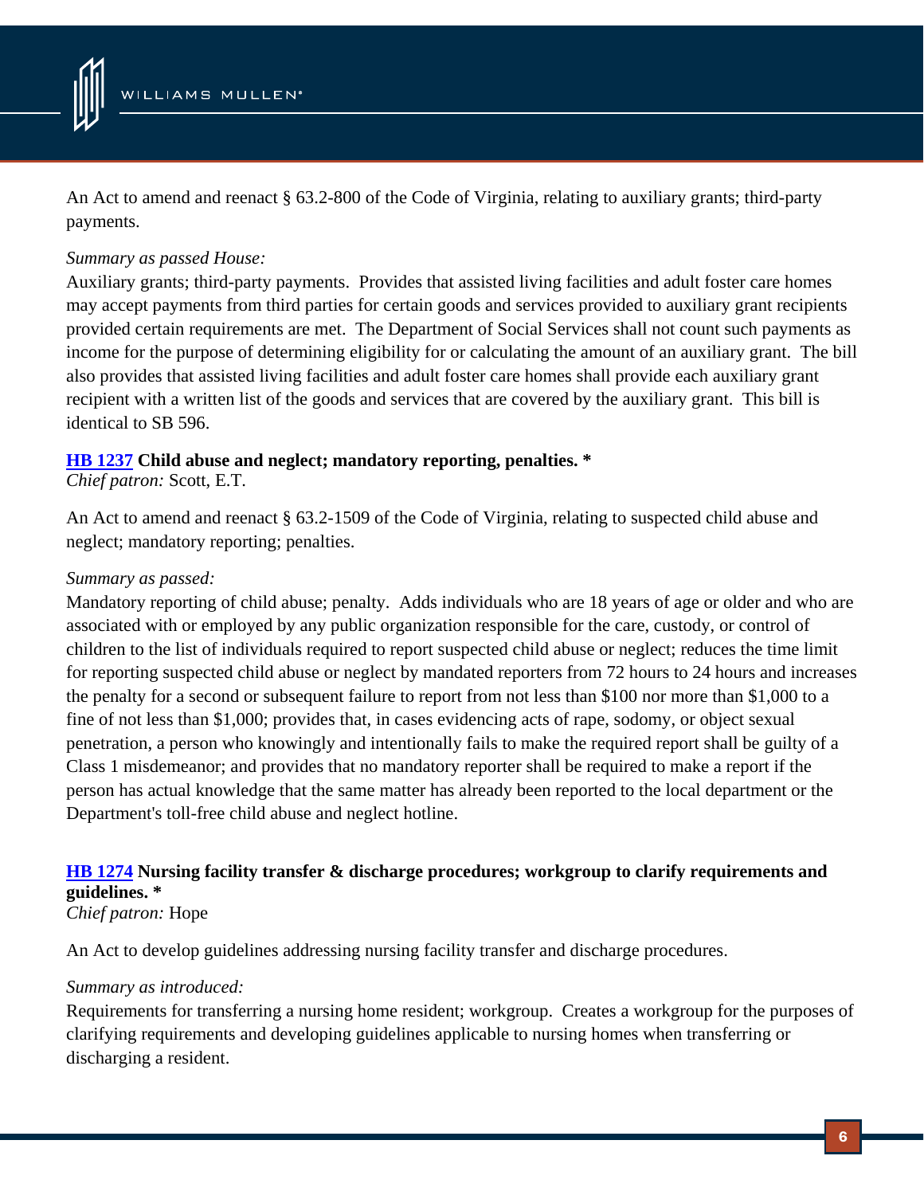An Act to amend and reenact § 63.2-800 of the Code of Virginia, relating to auxiliary grants; third-party payments.

*Summary as passed House:*

Auxiliary grants; third-party payments. Provides that assisted living facilities and adult foster care homes may accept payments from third parties for certain goods and services provided to auxiliary grant recipients provided certain requirements are met. The Department of Social Services shall not count such payments as income for the purpose of determining eligibility for or calculating the amount of an auxiliary grant. The bill also provides that assisted living facilities and adult foster care homes shall provide each auxiliary grant recipient with a written list of the goods and services that are covered by the auxiliary grant. This bill is identical to SB 596.

**HB 1237 Child abuse and neglect; mandatory reporting, penalties. ***

*Chief patron:* Scott, E.T.

An Act to amend and reenact § 63.2-1509 of the Code of Virginia, relating to suspected child abuse and neglect; mandatory reporting; penalties.

*Summary as passed:*

Mandatory reporting of child abuse; penalty. Adds individuals who are 18 years of age or older and who are associated with or employed by any public organization responsible for the care, custody, or control of children to the list of individuals required to report suspected child abuse or neglect; reduces the time limit for reporting suspected child abuse or neglect by mandated reporters from 72 hours to 24 hours and increases the penalty for a second or subsequent failure to report from not less than $100 nor more than $1,000 to a fine of not less than $1,000; provides that, in cases evidencing acts of rape, sodomy, or object sexual penetration, a person who knowingly and intentionally fails to make the required report shall be guilty of a Class 1 misdemeanor; and provides that no mandatory reporter shall be required to make a report if the person has actual knowledge that the same matter has already been reported to the local department or the Department's toll-free child abuse and neglect hotline.

**HB 1274 Nursing facility transfer & discharge procedures; workgroup to clarify requirements and guidelines. ***

*Chief patron:* Hope

An Act to develop guidelines addressing nursing facility transfer and discharge procedures.

*Summary as introduced:*

Requirements for transferring a nursing home resident; workgroup. Creates a workgroup for the purposes of clarifying requirements and developing guidelines applicable to nursing homes when transferring or discharging a resident.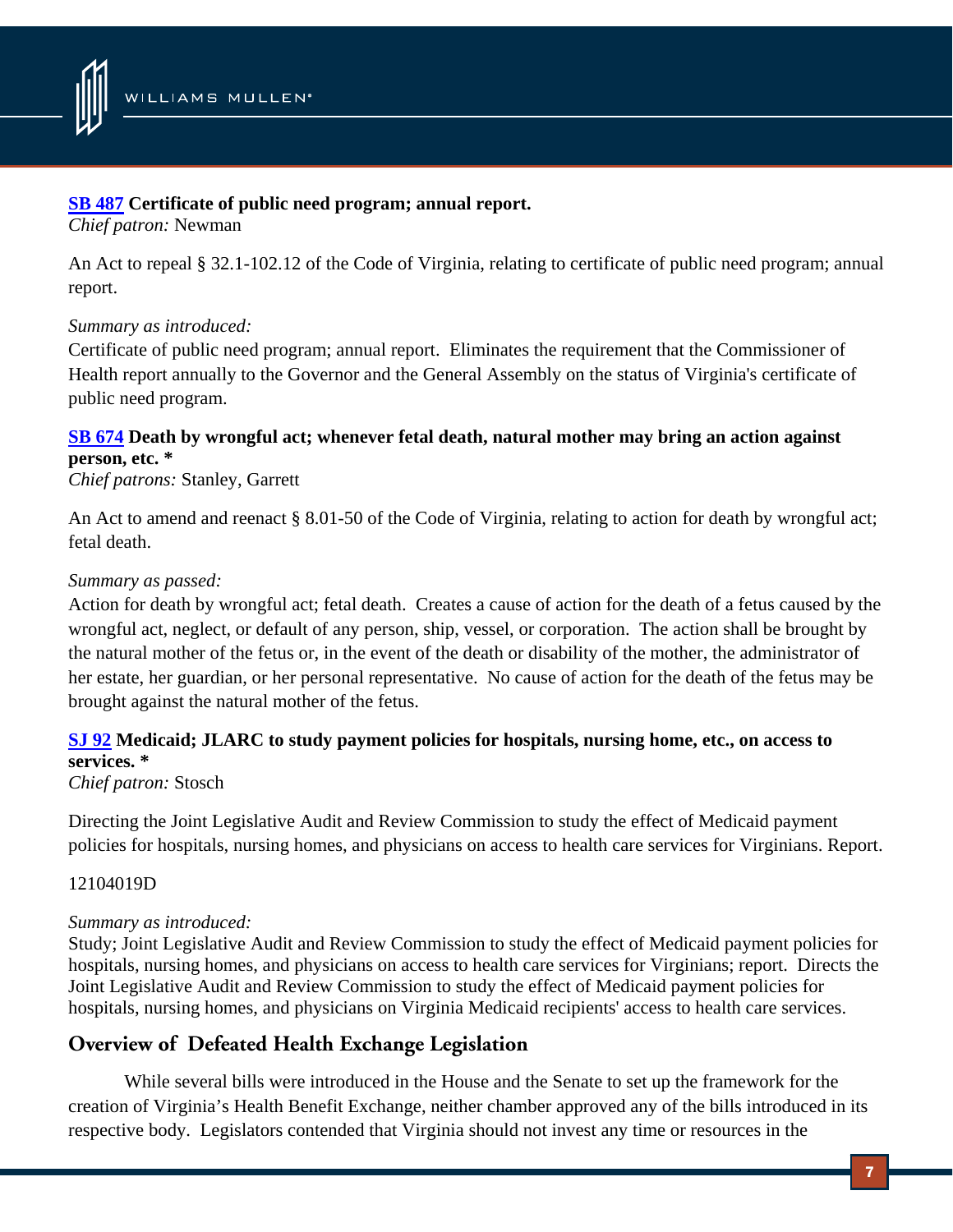**SB 487 Certificate of public need program; annual report.**
*Chief patron:* Newman

An Act to repeal § 32.1-102.12 of the Code of Virginia, relating to certificate of public need program; annual report.

*Summary as introduced:*
Certificate of public need program; annual report. Eliminates the requirement that the Commissioner of Health report annually to the Governor and the General Assembly on the status of Virginia's certificate of public need program.

**SB 674 Death by wrongful act; whenever fetal death, natural mother may bring an action against person, etc. ***
*Chief patrons:* Stanley, Garrett

An Act to amend and reenact § 8.01-50 of the Code of Virginia, relating to action for death by wrongful act; fetal death.

*Summary as passed:*
Action for death by wrongful act; fetal death. Creates a cause of action for the death of a fetus caused by the wrongful act, neglect, or default of any person, ship, vessel, or corporation. The action shall be brought by the natural mother of the fetus or, in the event of the death or disability of the mother, the administrator of her estate, her guardian, or her personal representative. No cause of action for the death of the fetus may be brought against the natural mother of the fetus.

**SJ 92 Medicaid; JLARC to study payment policies for hospitals, nursing home, etc., on access to services. ***
*Chief patron:* Stosch

Directing the Joint Legislative Audit and Review Commission to study the effect of Medicaid payment policies for hospitals, nursing homes, and physicians on access to health care services for Virginians. Report.

12104019D

*Summary as introduced:*
Study; Joint Legislative Audit and Review Commission to study the effect of Medicaid payment policies for hospitals, nursing homes, and physicians on access to health care services for Virginians; report. Directs the Joint Legislative Audit and Review Commission to study the effect of Medicaid payment policies for hospitals, nursing homes, and physicians on Virginia Medicaid recipients' access to health care services.

## Overview of Defeated Health Exchange Legislation

While several bills were introduced in the House and the Senate to set up the framework for the creation of Virginia's Health Benefit Exchange, neither chamber approved any of the bills introduced in its respective body. Legislators contended that Virginia should not invest any time or resources in the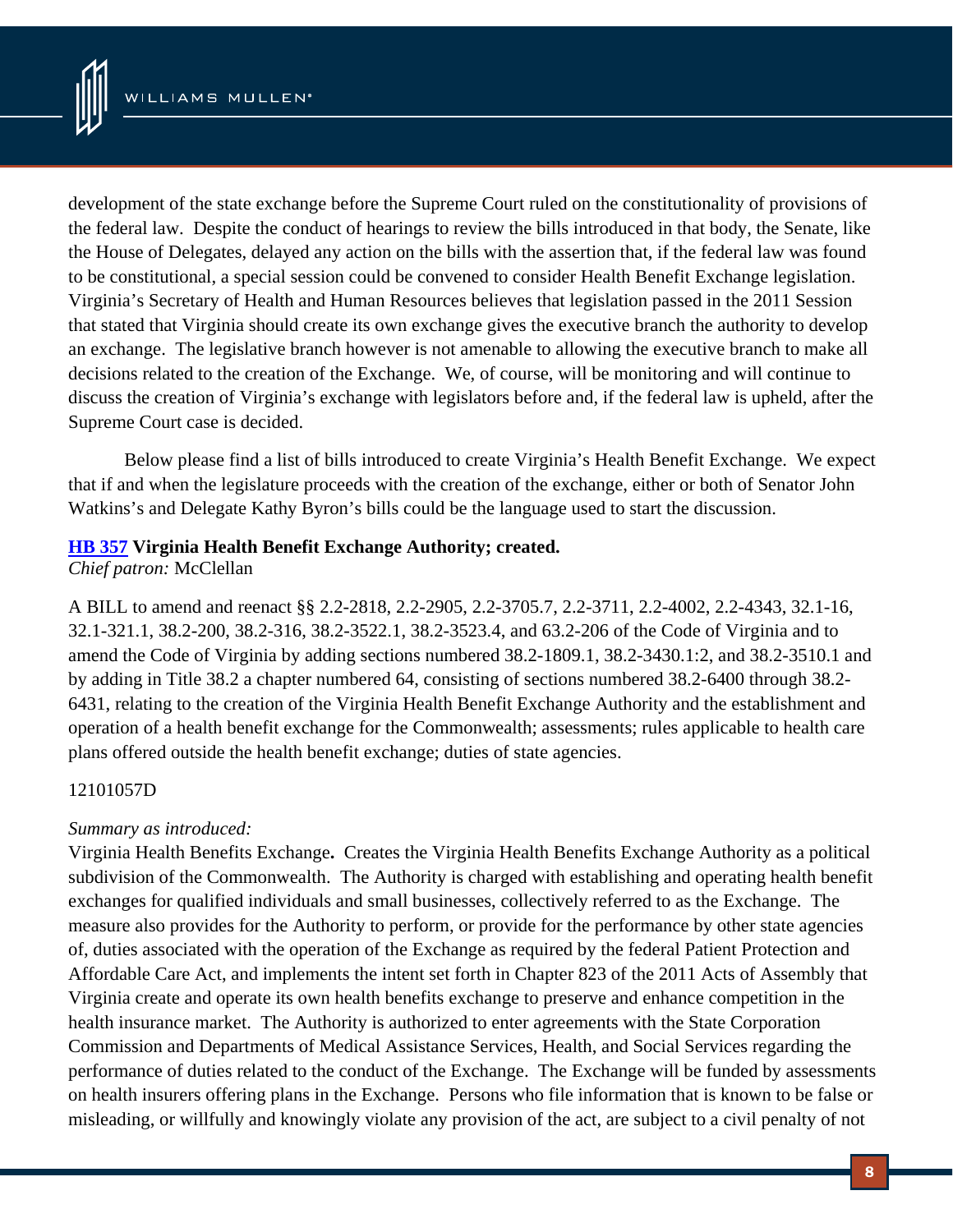development of the state exchange before the Supreme Court ruled on the constitutionality of provisions of the federal law. Despite the conduct of hearings to review the bills introduced in that body, the Senate, like the House of Delegates, delayed any action on the bills with the assertion that, if the federal law was found to be constitutional, a special session could be convened to consider Health Benefit Exchange legislation. Virginia's Secretary of Health and Human Resources believes that legislation passed in the 2011 Session that stated that Virginia should create its own exchange gives the executive branch the authority to develop an exchange. The legislative branch however is not amenable to allowing the executive branch to make all decisions related to the creation of the Exchange. We, of course, will be monitoring and will continue to discuss the creation of Virginia's exchange with legislators before and, if the federal law is upheld, after the Supreme Court case is decided.

Below please find a list of bills introduced to create Virginia's Health Benefit Exchange. We expect that if and when the legislature proceeds with the creation of the exchange, either or both of Senator John Watkins's and Delegate Kathy Byron's bills could be the language used to start the discussion.

**HB 357 Virginia Health Benefit Exchange Authority; created.**
*Chief patron:* McClellan

A BILL to amend and reenact §§ 2.2-2818, 2.2-2905, 2.2-3705.7, 2.2-3711, 2.2-4002, 2.2-4343, 32.1-16, 32.1-321.1, 38.2-200, 38.2-316, 38.2-3522.1, 38.2-3523.4, and 63.2-206 of the Code of Virginia and to amend the Code of Virginia by adding sections numbered 38.2-1809.1, 38.2-3430.1:2, and 38.2-3510.1 and by adding in Title 38.2 a chapter numbered 64, consisting of sections numbered 38.2-6400 through 38.2-6431, relating to the creation of the Virginia Health Benefit Exchange Authority and the establishment and operation of a health benefit exchange for the Commonwealth; assessments; rules applicable to health care plans offered outside the health benefit exchange; duties of state agencies.

12101057D

*Summary as introduced:*
Virginia Health Benefits Exchange**.** Creates the Virginia Health Benefits Exchange Authority as a political subdivision of the Commonwealth. The Authority is charged with establishing and operating health benefit exchanges for qualified individuals and small businesses, collectively referred to as the Exchange. The measure also provides for the Authority to perform, or provide for the performance by other state agencies of, duties associated with the operation of the Exchange as required by the federal Patient Protection and Affordable Care Act, and implements the intent set forth in Chapter 823 of the 2011 Acts of Assembly that Virginia create and operate its own health benefits exchange to preserve and enhance competition in the health insurance market. The Authority is authorized to enter agreements with the State Corporation Commission and Departments of Medical Assistance Services, Health, and Social Services regarding the performance of duties related to the conduct of the Exchange. The Exchange will be funded by assessments on health insurers offering plans in the Exchange. Persons who file information that is known to be false or misleading, or willfully and knowingly violate any provision of the act, are subject to a civil penalty of not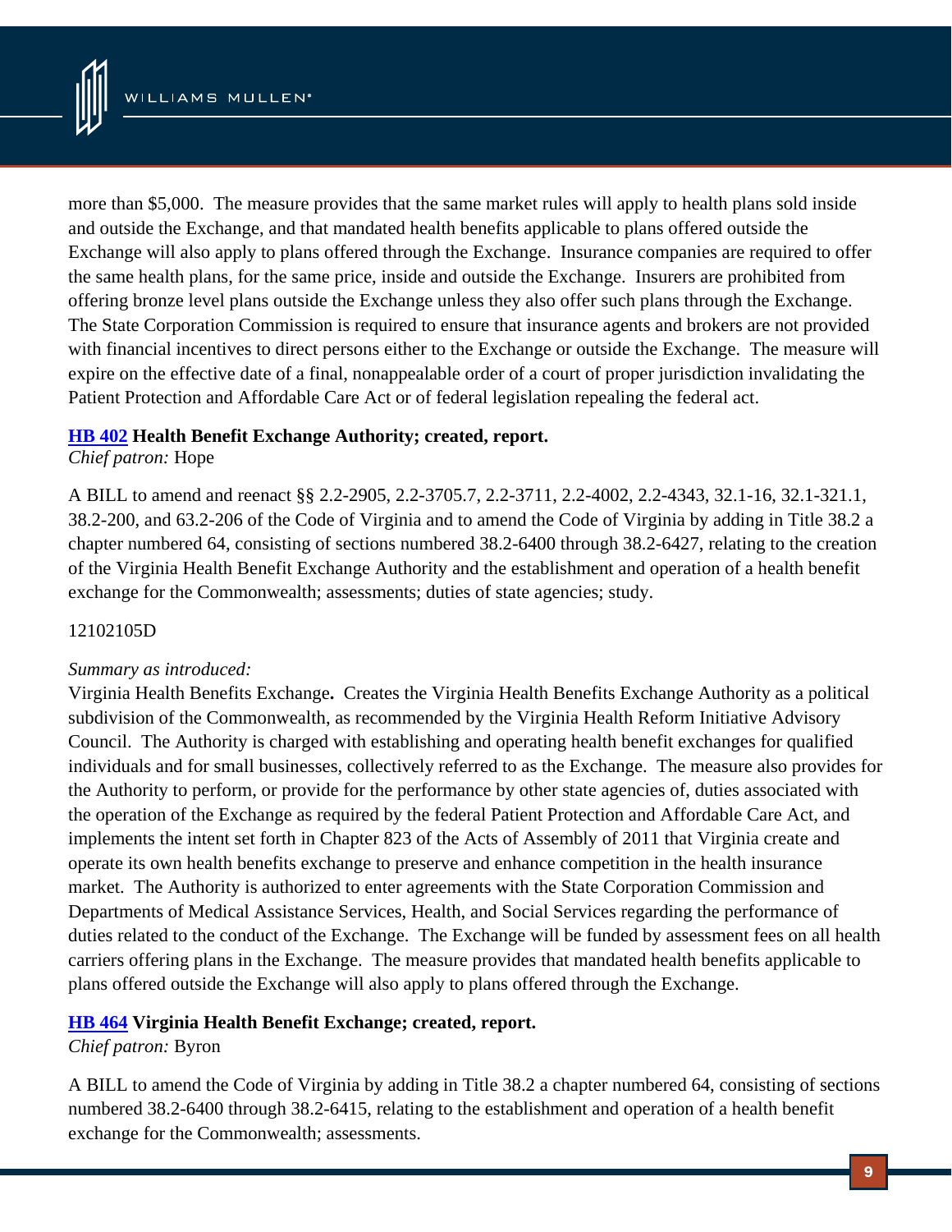more than $5,000. The measure provides that the same market rules will apply to health plans sold inside and outside the Exchange, and that mandated health benefits applicable to plans offered outside the Exchange will also apply to plans offered through the Exchange. Insurance companies are required to offer the same health plans, for the same price, inside and outside the Exchange. Insurers are prohibited from offering bronze level plans outside the Exchange unless they also offer such plans through the Exchange. The State Corporation Commission is required to ensure that insurance agents and brokers are not provided with financial incentives to direct persons either to the Exchange or outside the Exchange. The measure will expire on the effective date of a final, nonappealable order of a court of proper jurisdiction invalidating the Patient Protection and Affordable Care Act or of federal legislation repealing the federal act.

**HB 402 Health Benefit Exchange Authority; created, report.**
*Chief patron:* Hope

A BILL to amend and reenact §§ 2.2-2905, 2.2-3705.7, 2.2-3711, 2.2-4002, 2.2-4343, 32.1-16, 32.1-321.1, 38.2-200, and 63.2-206 of the Code of Virginia and to amend the Code of Virginia by adding in Title 38.2 a chapter numbered 64, consisting of sections numbered 38.2-6400 through 38.2-6427, relating to the creation of the Virginia Health Benefit Exchange Authority and the establishment and operation of a health benefit exchange for the Commonwealth; assessments; duties of state agencies; study.

12102105D

*Summary as introduced:*
Virginia Health Benefits Exchange**.** Creates the Virginia Health Benefits Exchange Authority as a political subdivision of the Commonwealth, as recommended by the Virginia Health Reform Initiative Advisory Council. The Authority is charged with establishing and operating health benefit exchanges for qualified individuals and for small businesses, collectively referred to as the Exchange. The measure also provides for the Authority to perform, or provide for the performance by other state agencies of, duties associated with the operation of the Exchange as required by the federal Patient Protection and Affordable Care Act, and implements the intent set forth in Chapter 823 of the Acts of Assembly of 2011 that Virginia create and operate its own health benefits exchange to preserve and enhance competition in the health insurance market. The Authority is authorized to enter agreements with the State Corporation Commission and Departments of Medical Assistance Services, Health, and Social Services regarding the performance of duties related to the conduct of the Exchange. The Exchange will be funded by assessment fees on all health carriers offering plans in the Exchange. The measure provides that mandated health benefits applicable to plans offered outside the Exchange will also apply to plans offered through the Exchange.

**HB 464 Virginia Health Benefit Exchange; created, report.**
*Chief patron:* Byron

A BILL to amend the Code of Virginia by adding in Title 38.2 a chapter numbered 64, consisting of sections numbered 38.2-6400 through 38.2-6415, relating to the establishment and operation of a health benefit exchange for the Commonwealth; assessments.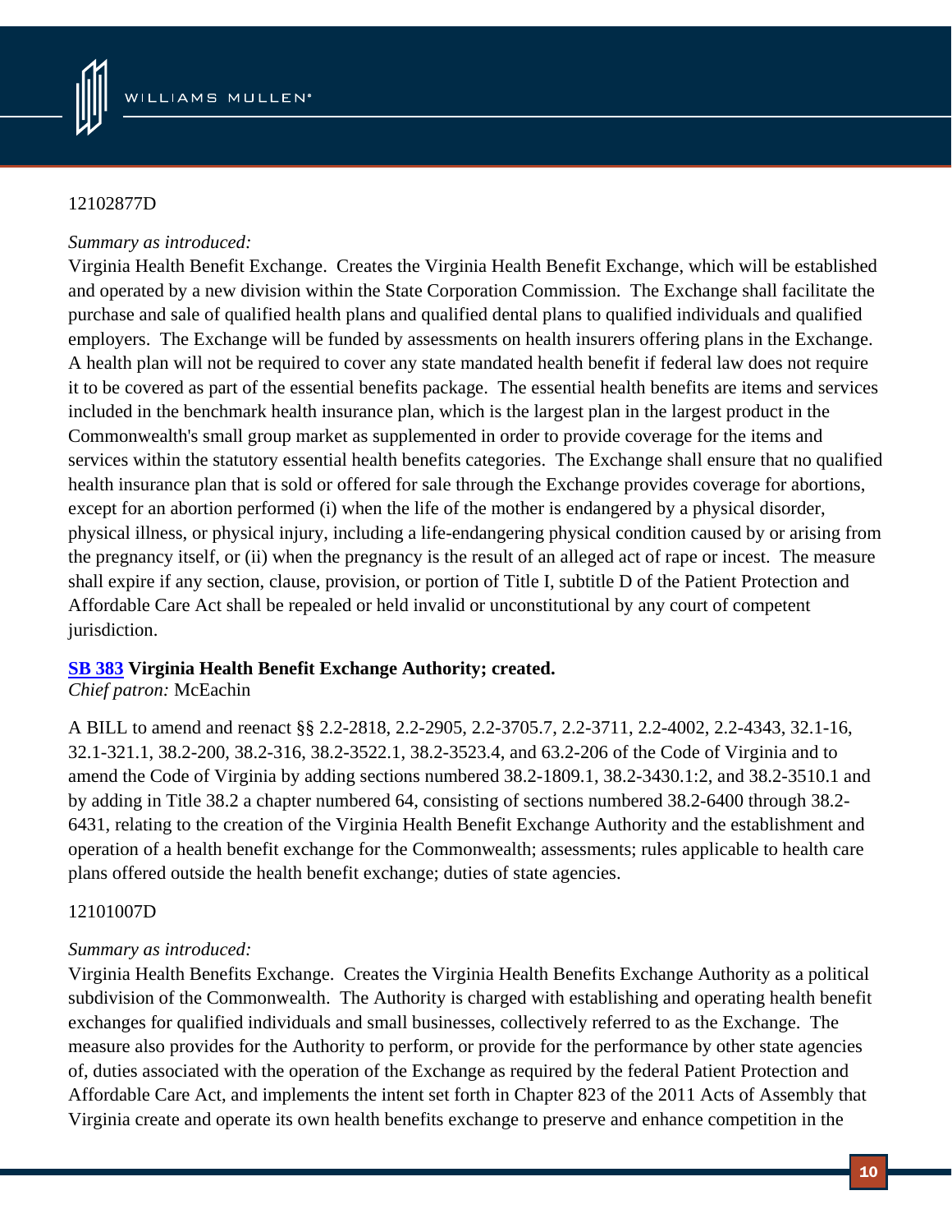12102877D

*Summary as introduced:*
Virginia Health Benefit Exchange. Creates the Virginia Health Benefit Exchange, which will be established and operated by a new division within the State Corporation Commission. The Exchange shall facilitate the purchase and sale of qualified health plans and qualified dental plans to qualified individuals and qualified employers. The Exchange will be funded by assessments on health insurers offering plans in the Exchange. A health plan will not be required to cover any state mandated health benefit if federal law does not require it to be covered as part of the essential benefits package. The essential health benefits are items and services included in the benchmark health insurance plan, which is the largest plan in the largest product in the Commonwealth's small group market as supplemented in order to provide coverage for the items and services within the statutory essential health benefits categories. The Exchange shall ensure that no qualified health insurance plan that is sold or offered for sale through the Exchange provides coverage for abortions, except for an abortion performed (i) when the life of the mother is endangered by a physical disorder, physical illness, or physical injury, including a life-endangering physical condition caused by or arising from the pregnancy itself, or (ii) when the pregnancy is the result of an alleged act of rape or incest. The measure shall expire if any section, clause, provision, or portion of Title I, subtitle D of the Patient Protection and Affordable Care Act shall be repealed or held invalid or unconstitutional by any court of competent jurisdiction.

**SB 383 Virginia Health Benefit Exchange Authority; created.**
*Chief patron:* McEachin

A BILL to amend and reenact §§ 2.2-2818, 2.2-2905, 2.2-3705.7, 2.2-3711, 2.2-4002, 2.2-4343, 32.1-16, 32.1-321.1, 38.2-200, 38.2-316, 38.2-3522.1, 38.2-3523.4, and 63.2-206 of the Code of Virginia and to amend the Code of Virginia by adding sections numbered 38.2-1809.1, 38.2-3430.1:2, and 38.2-3510.1 and by adding in Title 38.2 a chapter numbered 64, consisting of sections numbered 38.2-6400 through 38.2-6431, relating to the creation of the Virginia Health Benefit Exchange Authority and the establishment and operation of a health benefit exchange for the Commonwealth; assessments; rules applicable to health care plans offered outside the health benefit exchange; duties of state agencies.

12101007D

*Summary as introduced:*
Virginia Health Benefits Exchange. Creates the Virginia Health Benefits Exchange Authority as a political subdivision of the Commonwealth. The Authority is charged with establishing and operating health benefit exchanges for qualified individuals and small businesses, collectively referred to as the Exchange. The measure also provides for the Authority to perform, or provide for the performance by other state agencies of, duties associated with the operation of the Exchange as required by the federal Patient Protection and Affordable Care Act, and implements the intent set forth in Chapter 823 of the 2011 Acts of Assembly that Virginia create and operate its own health benefits exchange to preserve and enhance competition in the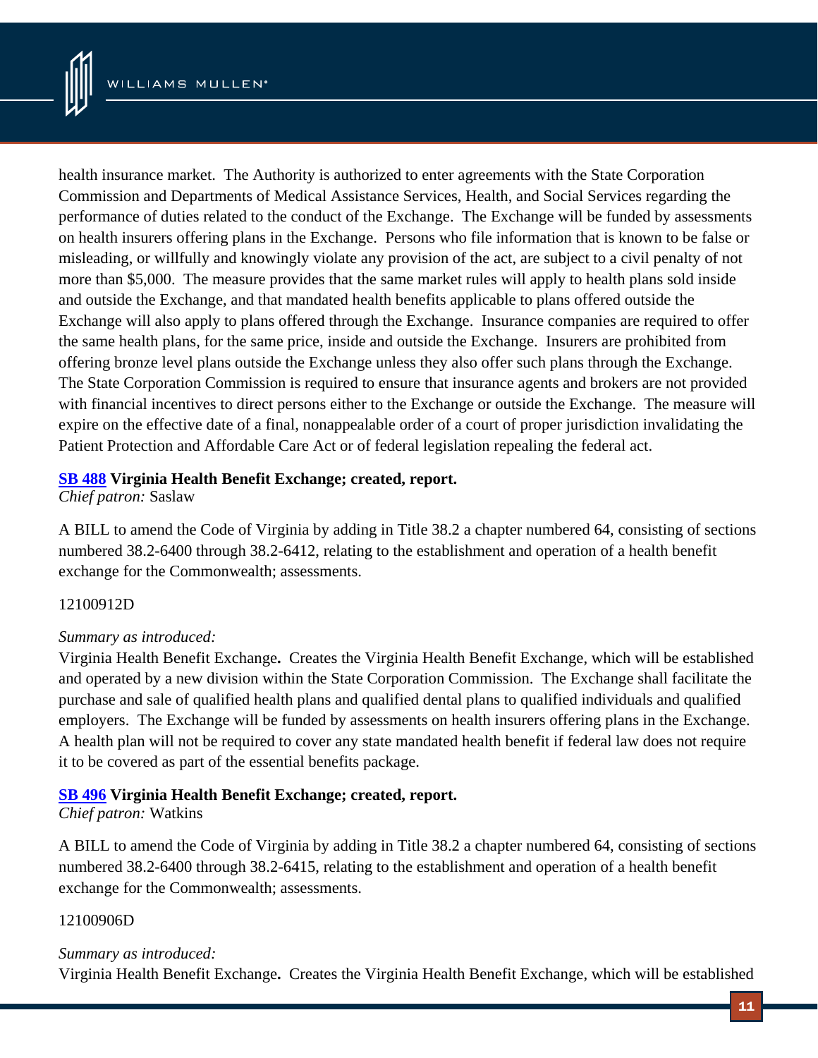health insurance market. The Authority is authorized to enter agreements with the State Corporation Commission and Departments of Medical Assistance Services, Health, and Social Services regarding the performance of duties related to the conduct of the Exchange. The Exchange will be funded by assessments on health insurers offering plans in the Exchange. Persons who file information that is known to be false or misleading, or willfully and knowingly violate any provision of the act, are subject to a civil penalty of not more than $5,000. The measure provides that the same market rules will apply to health plans sold inside and outside the Exchange, and that mandated health benefits applicable to plans offered outside the Exchange will also apply to plans offered through the Exchange. Insurance companies are required to offer the same health plans, for the same price, inside and outside the Exchange. Insurers are prohibited from offering bronze level plans outside the Exchange unless they also offer such plans through the Exchange. The State Corporation Commission is required to ensure that insurance agents and brokers are not provided with financial incentives to direct persons either to the Exchange or outside the Exchange. The measure will expire on the effective date of a final, nonappealable order of a court of proper jurisdiction invalidating the Patient Protection and Affordable Care Act or of federal legislation repealing the federal act.

**SB 488 Virginia Health Benefit Exchange; created, report.**
*Chief patron:* Saslaw

A BILL to amend the Code of Virginia by adding in Title 38.2 a chapter numbered 64, consisting of sections numbered 38.2-6400 through 38.2-6412, relating to the establishment and operation of a health benefit exchange for the Commonwealth; assessments.

12100912D

*Summary as introduced:*
Virginia Health Benefit Exchange**.** Creates the Virginia Health Benefit Exchange, which will be established and operated by a new division within the State Corporation Commission. The Exchange shall facilitate the purchase and sale of qualified health plans and qualified dental plans to qualified individuals and qualified employers. The Exchange will be funded by assessments on health insurers offering plans in the Exchange. A health plan will not be required to cover any state mandated health benefit if federal law does not require it to be covered as part of the essential benefits package.

**SB 496 Virginia Health Benefit Exchange; created, report.**
*Chief patron:* Watkins

A BILL to amend the Code of Virginia by adding in Title 38.2 a chapter numbered 64, consisting of sections numbered 38.2-6400 through 38.2-6415, relating to the establishment and operation of a health benefit exchange for the Commonwealth; assessments.

12100906D

*Summary as introduced:*
Virginia Health Benefit Exchange**.** Creates the Virginia Health Benefit Exchange, which will be established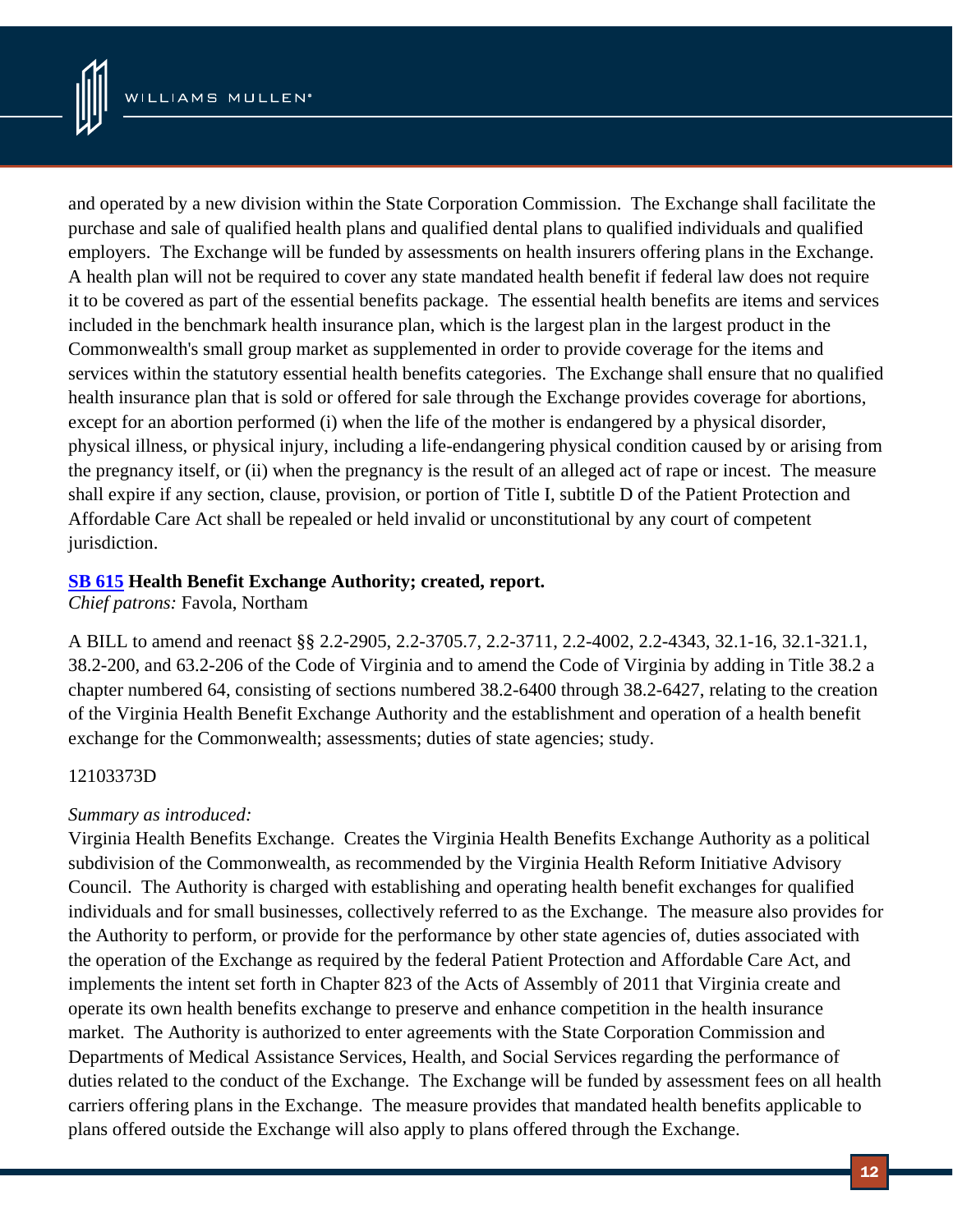and operated by a new division within the State Corporation Commission. The Exchange shall facilitate the purchase and sale of qualified health plans and qualified dental plans to qualified individuals and qualified employers. The Exchange will be funded by assessments on health insurers offering plans in the Exchange. A health plan will not be required to cover any state mandated health benefit if federal law does not require it to be covered as part of the essential benefits package. The essential health benefits are items and services included in the benchmark health insurance plan, which is the largest plan in the largest product in the Commonwealth's small group market as supplemented in order to provide coverage for the items and services within the statutory essential health benefits categories. The Exchange shall ensure that no qualified health insurance plan that is sold or offered for sale through the Exchange provides coverage for abortions, except for an abortion performed (i) when the life of the mother is endangered by a physical disorder, physical illness, or physical injury, including a life-endangering physical condition caused by or arising from the pregnancy itself, or (ii) when the pregnancy is the result of an alleged act of rape or incest. The measure shall expire if any section, clause, provision, or portion of Title I, subtitle D of the Patient Protection and Affordable Care Act shall be repealed or held invalid or unconstitutional by any court of competent jurisdiction.

**SB 615 Health Benefit Exchange Authority; created, report.**
*Chief patrons:* Favola, Northam

A BILL to amend and reenact §§ 2.2-2905, 2.2-3705.7, 2.2-3711, 2.2-4002, 2.2-4343, 32.1-16, 32.1-321.1, 38.2-200, and 63.2-206 of the Code of Virginia and to amend the Code of Virginia by adding in Title 38.2 a chapter numbered 64, consisting of sections numbered 38.2-6400 through 38.2-6427, relating to the creation of the Virginia Health Benefit Exchange Authority and the establishment and operation of a health benefit exchange for the Commonwealth; assessments; duties of state agencies; study.

12103373D

*Summary as introduced:*
Virginia Health Benefits Exchange. Creates the Virginia Health Benefits Exchange Authority as a political subdivision of the Commonwealth, as recommended by the Virginia Health Reform Initiative Advisory Council. The Authority is charged with establishing and operating health benefit exchanges for qualified individuals and for small businesses, collectively referred to as the Exchange. The measure also provides for the Authority to perform, or provide for the performance by other state agencies of, duties associated with the operation of the Exchange as required by the federal Patient Protection and Affordable Care Act, and implements the intent set forth in Chapter 823 of the Acts of Assembly of 2011 that Virginia create and operate its own health benefits exchange to preserve and enhance competition in the health insurance market. The Authority is authorized to enter agreements with the State Corporation Commission and Departments of Medical Assistance Services, Health, and Social Services regarding the performance of duties related to the conduct of the Exchange. The Exchange will be funded by assessment fees on all health carriers offering plans in the Exchange. The measure provides that mandated health benefits applicable to plans offered outside the Exchange will also apply to plans offered through the Exchange.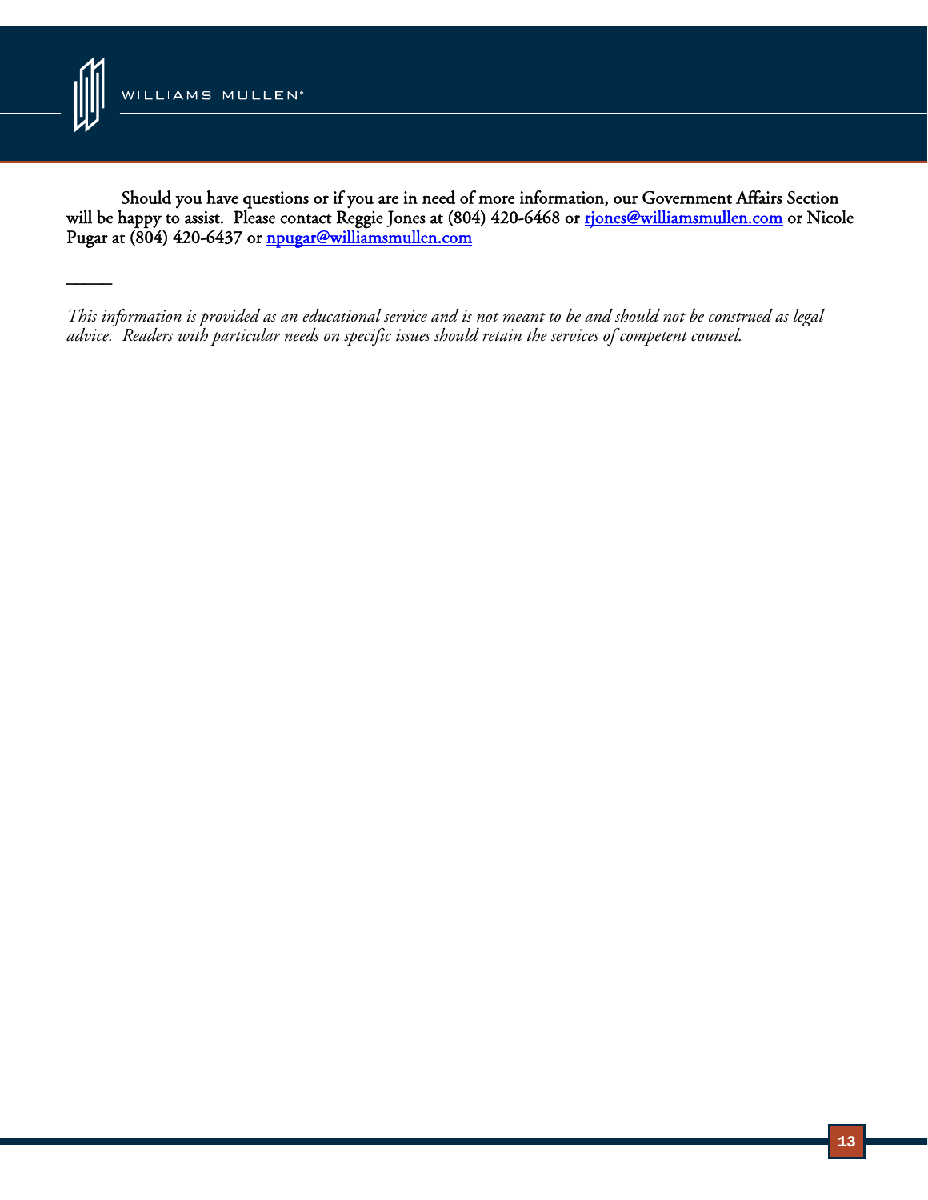Should you have questions or if you are in need of more information, our Government Affairs Section will be happy to assist. Please contact Reggie Jones at (804) 420-6468 or rjones@williamsmullen.com or Nicole Pugar at (804) 420-6437 or npugar@williamsmullen.com

———

*This information is provided as an educational service and is not meant to be and should not be construed as legal advice. Readers with particular needs on specific issues should retain the services of competent counsel.*